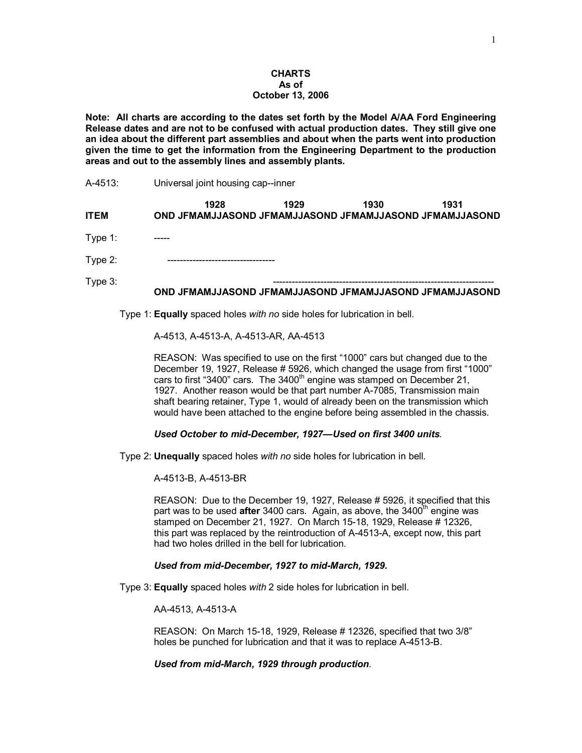**CHARTS**
**As of**
**October 13, 2006**

**Note: All charts are according to the dates set forth by the Model A/AA Ford Engineering Release dates and are not to be confused with actual production dates. They still give one an idea about the different part assemblies and about when the parts went into production given the time to get the information from the Engineering Department to the production areas and out to the assembly lines and assembly plants.**

A-4513: Universal joint housing cap--inner

```
                         1928           1929           1930           1931
ITEM          OND JFMAMJJASOND JFMAMJJASOND JFMAMJJASOND JFMAMJJASOND

Type 1:       -----

Type 2:           ---------------------------------

Type 3:                                  -------------------------------------------------------------------
              OND JFMAMJJASOND JFMAMJJASOND JFMAMJJASOND JFMAMJJASOND
```

Type 1: **Equally** spaced holes *with no* side holes for lubrication in bell.

A-4513, A-4513-A, A-4513-AR, AA-4513

REASON: Was specified to use on the first "1000" cars but changed due to the December 19, 1927, Release # 5926, which changed the usage from first "1000" cars to first "3400" cars. The 3400th engine was stamped on December 21, 1927. Another reason would be that part number A-7085, Transmission main shaft bearing retainer, Type 1, would of already been on the transmission which would have been attached to the engine before being assembled in the chassis.

***Used October to mid-December, 1927—Used on first 3400 units.***

Type 2: **Unequally** spaced holes *with no* side holes for lubrication in bell.

A-4513-B, A-4513-BR

REASON: Due to the December 19, 1927, Release # 5926, it specified that this part was to be used **after** 3400 cars. Again, as above, the 3400th engine was stamped on December 21, 1927. On March 15-18, 1929, Release # 12326, this part was replaced by the reintroduction of A-4513-A, except now, this part had two holes drilled in the bell for lubrication.

***Used from mid-December, 1927 to mid-March, 1929.***

Type 3: **Equally** spaced holes *with* 2 side holes for lubrication in bell.

AA-4513, A-4513-A

REASON: On March 15-18, 1929, Release # 12326, specified that two 3/8" holes be punched for lubrication and that it was to replace A-4513-B.

***Used from mid-March, 1929 through production.***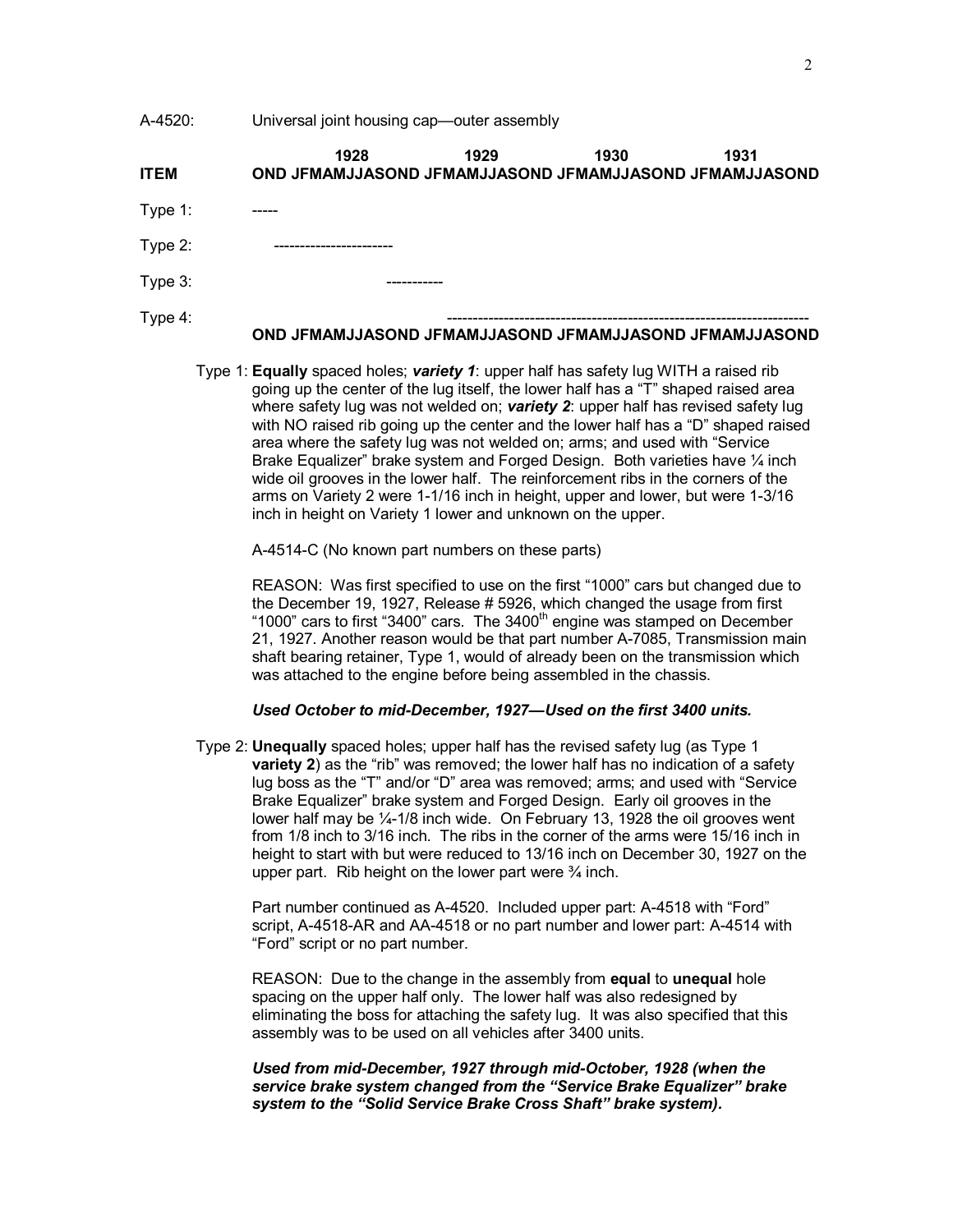A-4520: Universal joint housing cap—outer assembly

```
                1928            1929            1930            1931
ITEM     OND JFMAMJJASOND JFMAMJJASOND JFMAMJJASOND JFMAMJJASOND

Type 1:  -----

Type 2:      ----------------------

Type 3:                        -----------

Type 4:                                   ---------------------------------------------------------------------
         OND JFMAMJJASOND JFMAMJJASOND JFMAMJJASOND JFMAMJJASOND
```

Type 1: **Equally** spaced holes; ***variety 1***: upper half has safety lug WITH a raised rib going up the center of the lug itself, the lower half has a "T" shaped raised area where safety lug was not welded on; ***variety 2***: upper half has revised safety lug with NO raised rib going up the center and the lower half has a "D" shaped raised area where the safety lug was not welded on; arms; and used with "Service Brake Equalizer" brake system and Forged Design. Both varieties have ¼ inch wide oil grooves in the lower half. The reinforcement ribs in the corners of the arms on Variety 2 were 1-1/16 inch in height, upper and lower, but were 1-3/16 inch in height on Variety 1 lower and unknown on the upper.

A-4514-C (No known part numbers on these parts)

REASON: Was first specified to use on the first "1000" cars but changed due to the December 19, 1927, Release # 5926, which changed the usage from first "1000" cars to first "3400" cars. The 3400th engine was stamped on December 21, 1927. Another reason would be that part number A-7085, Transmission main shaft bearing retainer, Type 1, would of already been on the transmission which was attached to the engine before being assembled in the chassis.

***Used October to mid-December, 1927—Used on the first 3400 units.***

Type 2: **Unequally** spaced holes; upper half has the revised safety lug (as Type 1 **variety 2**) as the "rib" was removed; the lower half has no indication of a safety lug boss as the "T" and/or "D" area was removed; arms; and used with "Service Brake Equalizer" brake system and Forged Design. Early oil grooves in the lower half may be ¼-1/8 inch wide. On February 13, 1928 the oil grooves went from 1/8 inch to 3/16 inch. The ribs in the corner of the arms were 15/16 inch in height to start with but were reduced to 13/16 inch on December 30, 1927 on the upper part. Rib height on the lower part were ¾ inch.

Part number continued as A-4520. Included upper part: A-4518 with "Ford" script, A-4518-AR and AA-4518 or no part number and lower part: A-4514 with "Ford" script or no part number.

REASON: Due to the change in the assembly from **equal** to **unequal** hole spacing on the upper half only. The lower half was also redesigned by eliminating the boss for attaching the safety lug. It was also specified that this assembly was to be used on all vehicles after 3400 units.

***Used from mid-December, 1927 through mid-October, 1928 (when the service brake system changed from the "Service Brake Equalizer" brake system to the "Solid Service Brake Cross Shaft" brake system).***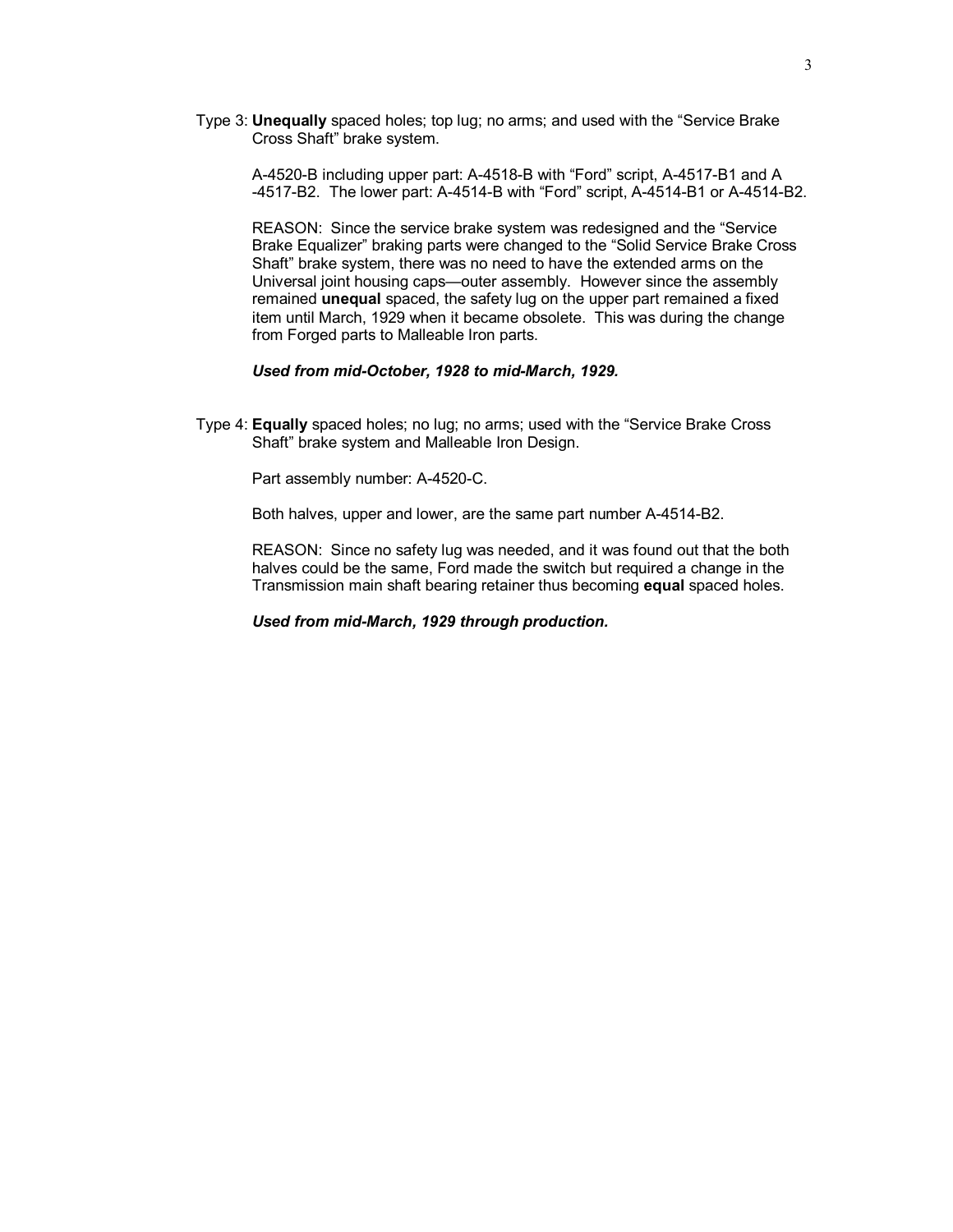Type 3: **Unequally** spaced holes; top lug; no arms; and used with the “Service Brake Cross Shaft” brake system.

A-4520-B including upper part: A-4518-B with “Ford” script, A-4517-B1 and A -4517-B2. The lower part: A-4514-B with “Ford” script, A-4514-B1 or A-4514-B2.

REASON: Since the service brake system was redesigned and the “Service Brake Equalizer” braking parts were changed to the “Solid Service Brake Cross Shaft” brake system, there was no need to have the extended arms on the Universal joint housing caps—outer assembly. However since the assembly remained **unequal** spaced, the safety lug on the upper part remained a fixed item until March, 1929 when it became obsolete. This was during the change from Forged parts to Malleable Iron parts.

***Used from mid-October, 1928 to mid-March, 1929.***

Type 4: **Equally** spaced holes; no lug; no arms; used with the “Service Brake Cross Shaft” brake system and Malleable Iron Design.

Part assembly number: A-4520-C.

Both halves, upper and lower, are the same part number A-4514-B2.

REASON: Since no safety lug was needed, and it was found out that the both halves could be the same, Ford made the switch but required a change in the Transmission main shaft bearing retainer thus becoming **equal** spaced holes.

***Used from mid-March, 1929 through production.***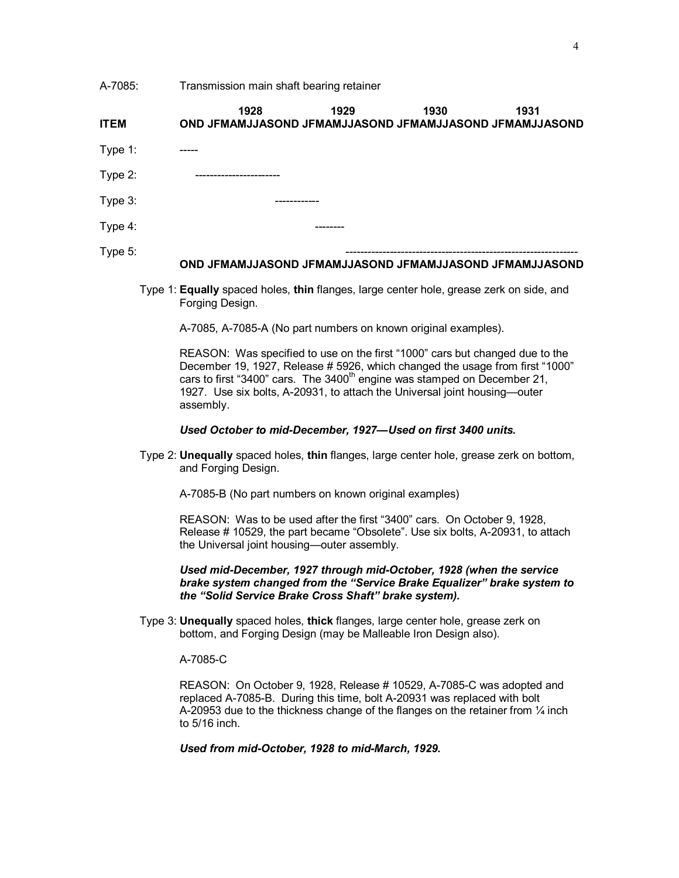A-7085: Transmission main shaft bearing retainer

```
                 1928            1929            1930            1931
ITEM         OND JFMAMJJASOND JFMAMJJASOND JFMAMJJASOND JFMAMJJASOND

Type 1:      -----

Type 2:         ----------------------

Type 3:                        ------------

Type 4:                                   --------

Type 5:                                          ---------------------------------------------------------------
             OND JFMAMJJASOND JFMAMJJASOND JFMAMJJASOND JFMAMJJASOND
```

Type 1: **Equally** spaced holes, **thin** flanges, large center hole, grease zerk on side, and Forging Design.

A-7085, A-7085-A (No part numbers on known original examples).

REASON: Was specified to use on the first "1000" cars but changed due to the December 19, 1927, Release # 5926, which changed the usage from first "1000" cars to first "3400" cars. The 3400th engine was stamped on December 21, 1927. Use six bolts, A-20931, to attach the Universal joint housing—outer assembly.

***Used October to mid-December, 1927—Used on first 3400 units.***

Type 2: **Unequally** spaced holes, **thin** flanges, large center hole, grease zerk on bottom, and Forging Design.

A-7085-B (No part numbers on known original examples)

REASON: Was to be used after the first "3400" cars. On October 9, 1928, Release # 10529, the part became "Obsolete". Use six bolts, A-20931, to attach the Universal joint housing—outer assembly.

***Used mid-December, 1927 through mid-October, 1928 (when the service brake system changed from the "Service Brake Equalizer" brake system to the "Solid Service Brake Cross Shaft" brake system).***

Type 3: **Unequally** spaced holes, **thick** flanges, large center hole, grease zerk on bottom, and Forging Design (may be Malleable Iron Design also).

A-7085-C

REASON: On October 9, 1928, Release # 10529, A-7085-C was adopted and replaced A-7085-B. During this time, bolt A-20931 was replaced with bolt A-20953 due to the thickness change of the flanges on the retainer from ¼ inch to 5/16 inch.

***Used from mid-October, 1928 to mid-March, 1929.***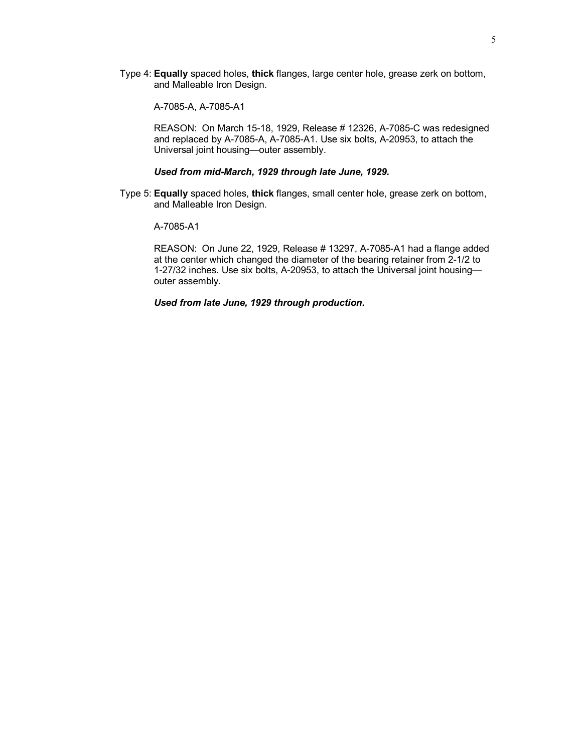Type 4: **Equally** spaced holes, **thick** flanges, large center hole, grease zerk on bottom, and Malleable Iron Design.

A-7085-A, A-7085-A1

REASON: On March 15-18, 1929, Release # 12326, A-7085-C was redesigned and replaced by A-7085-A, A-7085-A1. Use six bolts, A-20953, to attach the Universal joint housing—outer assembly.

***Used from mid-March, 1929 through late June, 1929.***

Type 5: **Equally** spaced holes, **thick** flanges, small center hole, grease zerk on bottom, and Malleable Iron Design.

A-7085-A1

REASON: On June 22, 1929, Release # 13297, A-7085-A1 had a flange added at the center which changed the diameter of the bearing retainer from 2-1/2 to 1-27/32 inches. Use six bolts, A-20953, to attach the Universal joint housing—outer assembly.

***Used from late June, 1929 through production.***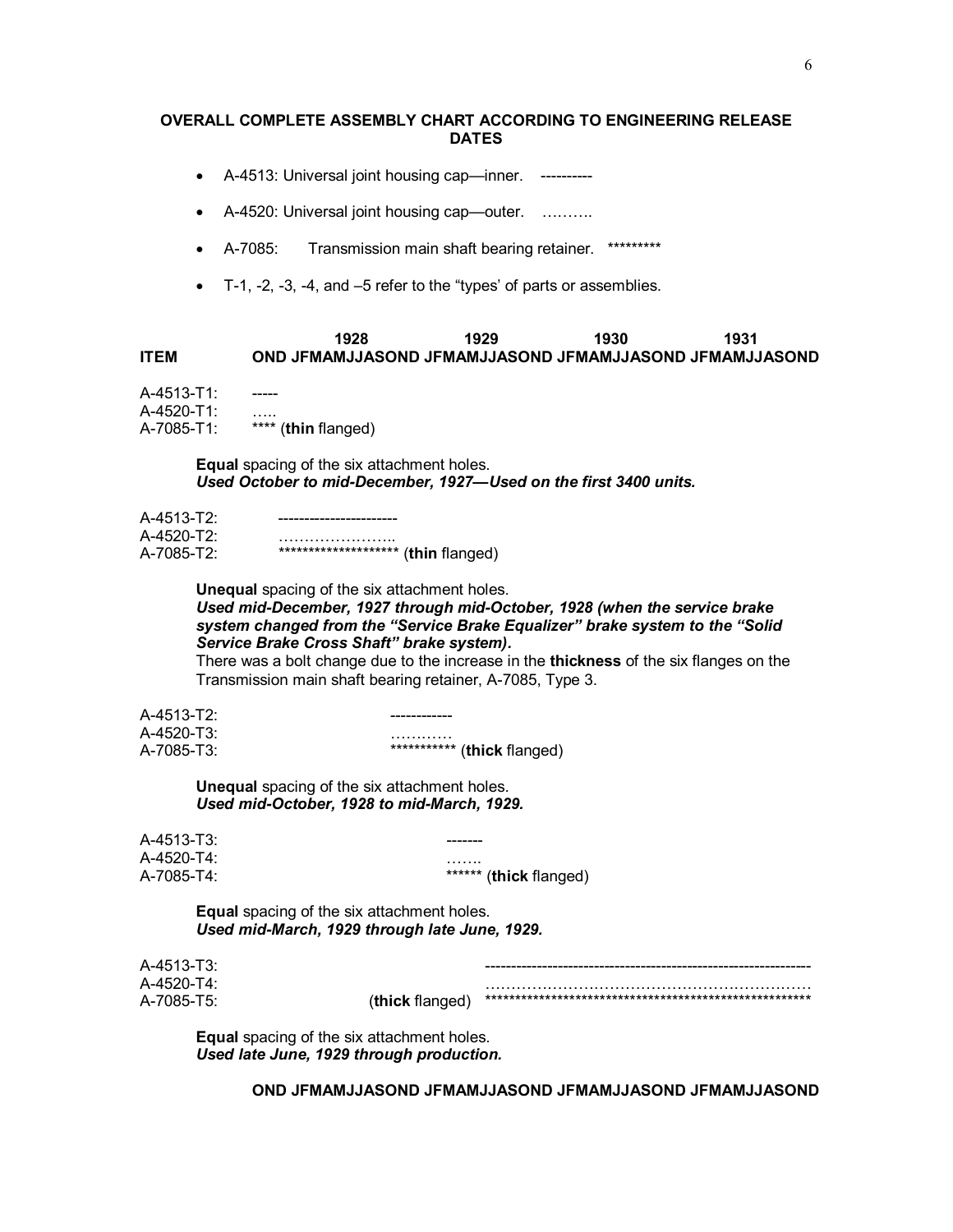**OVERALL COMPLETE ASSEMBLY CHART ACCORDING TO ENGINEERING RELEASE DATES**

- A-4513: Universal joint housing cap—inner. ----------
- A-4520: Universal joint housing cap—outer. ……….
- A-7085: Transmission main shaft bearing retainer. *********
- T-1, -2, -3, -4, and –5 refer to the "types' of parts or assemblies.

```
                  1928              1929              1930              1931
ITEM        OND JFMAMJJASOND JFMAMJJASOND JFMAMJJASOND JFMAMJJASOND

A-4513-T1:  -----
A-4520-T1:  …..
A-7085-T1:  **** (thin flanged)
```

**Equal** spacing of the six attachment holes.
***Used October to mid-December, 1927—Used on the first 3400 units.***

```
A-4513-T2:     -----------------------
A-4520-T2:     …………………..
A-7085-T2:     ******************** (thin flanged)
```

**Unequal** spacing of the six attachment holes.
***Used mid-December, 1927 through mid-October, 1928 (when the service brake system changed from the "Service Brake Equalizer" brake system to the "Solid Service Brake Cross Shaft" brake system).***
There was a bolt change due to the increase in the **thickness** of the six flanges on the Transmission main shaft bearing retainer, A-7085, Type 3.

```
A-4513-T2:                    ------------
A-4520-T3:                    …………
A-7085-T3:                    *********** (thick flanged)
```

**Unequal** spacing of the six attachment holes.
***Used mid-October, 1928 to mid-March, 1929.***

```
A-4513-T3:                                -------
A-4520-T4:                                …….
A-7085-T4:                                ****** (thick flanged)
```

**Equal** spacing of the six attachment holes.
***Used mid-March, 1929 through late June, 1929.***

```
A-4513-T3:                                      --------------------------------------------------------------
A-4520-T4:                                      ………………………………………………………
A-7085-T5:                    (thick flanged)   *****************************************************
```

**Equal** spacing of the six attachment holes.
***Used late June, 1929 through production.***

```
            OND JFMAMJJASOND JFMAMJJASOND JFMAMJJASOND JFMAMJJASOND
```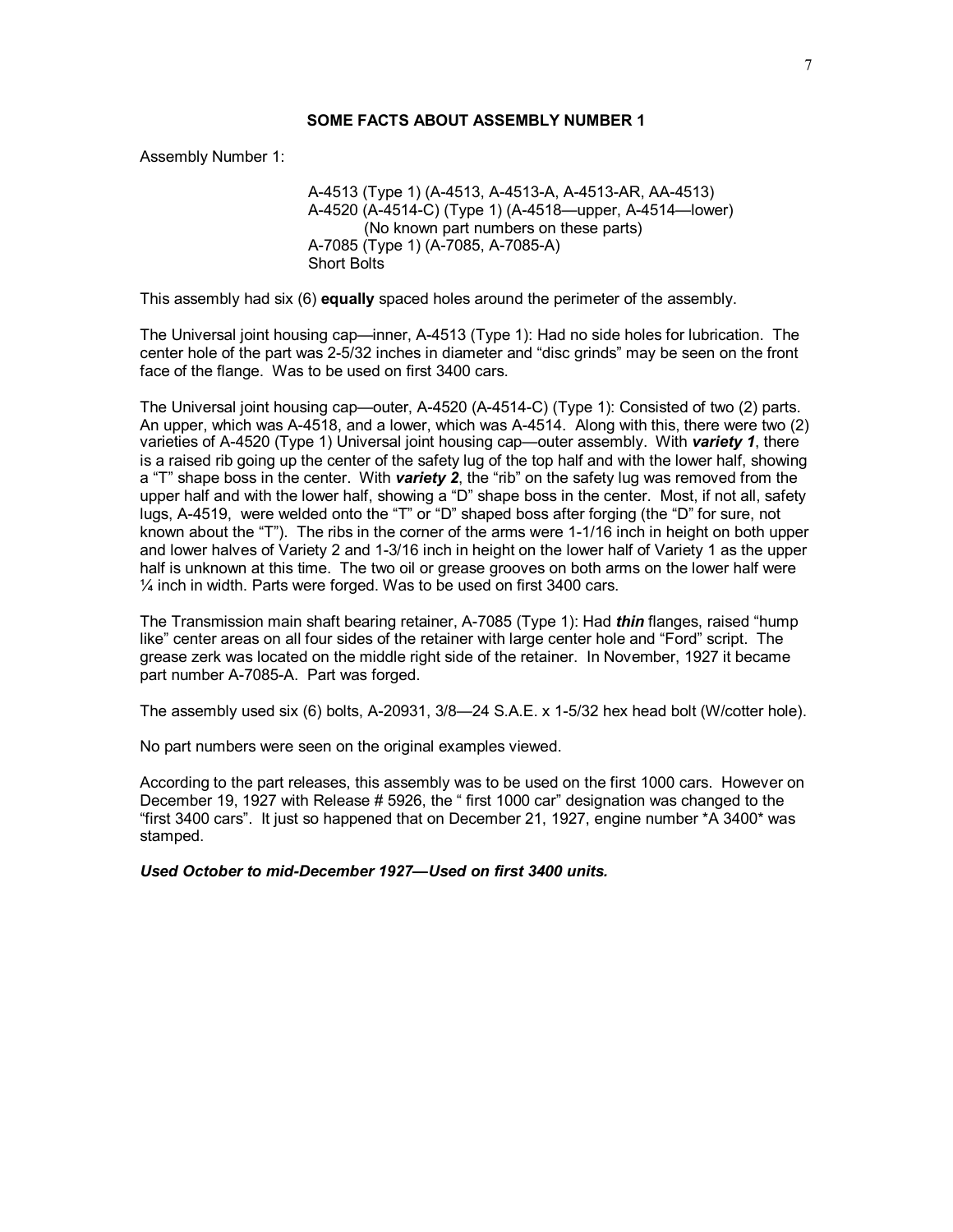## SOME FACTS ABOUT ASSEMBLY NUMBER 1

Assembly Number 1:

> A-4513 (Type 1) (A-4513, A-4513-A, A-4513-AR, AA-4513)
> A-4520 (A-4514-C) (Type 1) (A-4518—upper, A-4514—lower)
> (No known part numbers on these parts)
> A-7085 (Type 1) (A-7085, A-7085-A)
> Short Bolts

This assembly had six (6) **equally** spaced holes around the perimeter of the assembly.

The Universal joint housing cap—inner, A-4513 (Type 1): Had no side holes for lubrication. The center hole of the part was 2-5/32 inches in diameter and "disc grinds" may be seen on the front face of the flange. Was to be used on first 3400 cars.

The Universal joint housing cap—outer, A-4520 (A-4514-C) (Type 1): Consisted of two (2) parts. An upper, which was A-4518, and a lower, which was A-4514. Along with this, there were two (2) varieties of A-4520 (Type 1) Universal joint housing cap—outer assembly. With ***variety 1***, there is a raised rib going up the center of the safety lug of the top half and with the lower half, showing a "T" shape boss in the center. With ***variety 2***, the "rib" on the safety lug was removed from the upper half and with the lower half, showing a "D" shape boss in the center. Most, if not all, safety lugs, A-4519, were welded onto the "T" or "D" shaped boss after forging (the "D" for sure, not known about the "T"). The ribs in the corner of the arms were 1-1/16 inch in height on both upper and lower halves of Variety 2 and 1-3/16 inch in height on the lower half of Variety 1 as the upper half is unknown at this time. The two oil or grease grooves on both arms on the lower half were ¼ inch in width. Parts were forged. Was to be used on first 3400 cars.

The Transmission main shaft bearing retainer, A-7085 (Type 1): Had ***thin*** flanges, raised "hump like" center areas on all four sides of the retainer with large center hole and "Ford" script. The grease zerk was located on the middle right side of the retainer. In November, 1927 it became part number A-7085-A. Part was forged.

The assembly used six (6) bolts, A-20931, 3/8—24 S.A.E. x 1-5/32 hex head bolt (W/cotter hole).

No part numbers were seen on the original examples viewed.

According to the part releases, this assembly was to be used on the first 1000 cars. However on December 19, 1927 with Release # 5926, the " first 1000 car" designation was changed to the "first 3400 cars". It just so happened that on December 21, 1927, engine number *A 3400* was stamped.

***Used October to mid-December 1927—Used on first 3400 units.***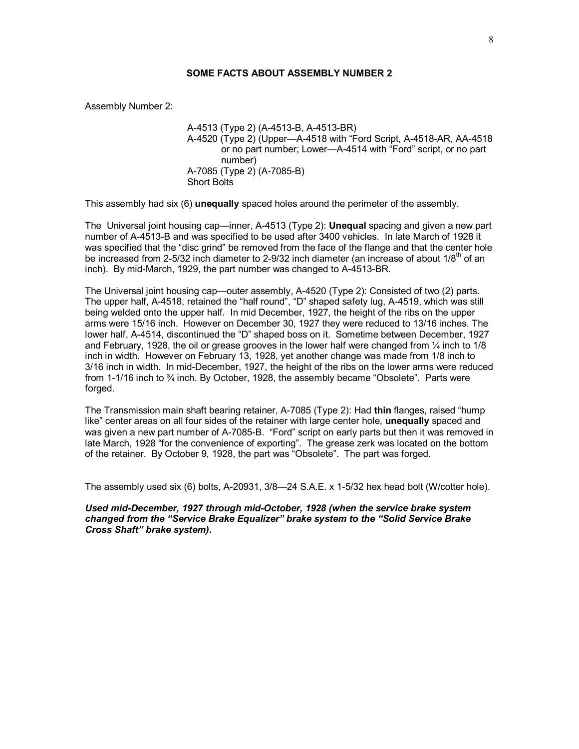## SOME FACTS ABOUT ASSEMBLY NUMBER 2

Assembly Number 2:

> A-4513 (Type 2) (A-4513-B, A-4513-BR)
> A-4520 (Type 2) (Upper—A-4518 with "Ford Script, A-4518-AR, AA-4518 or no part number; Lower—A-4514 with "Ford" script, or no part number)
> A-7085 (Type 2) (A-7085-B)
> Short Bolts

This assembly had six (6) **unequally** spaced holes around the perimeter of the assembly.

The Universal joint housing cap—inner, A-4513 (Type 2): **Unequal** spacing and given a new part number of A-4513-B and was specified to be used after 3400 vehicles. In late March of 1928 it was specified that the "disc grind" be removed from the face of the flange and that the center hole be increased from 2-5/32 inch diameter to 2-9/32 inch diameter (an increase of about 1/8th of an inch). By mid-March, 1929, the part number was changed to A-4513-BR.

The Universal joint housing cap—outer assembly, A-4520 (Type 2): Consisted of two (2) parts. The upper half, A-4518, retained the "half round", "D" shaped safety lug, A-4519, which was still being welded onto the upper half. In mid December, 1927, the height of the ribs on the upper arms were 15/16 inch. However on December 30, 1927 they were reduced to 13/16 inches. The lower half, A-4514, discontinued the "D" shaped boss on it. Sometime between December, 1927 and February, 1928, the oil or grease grooves in the lower half were changed from ¼ inch to 1/8 inch in width. However on February 13, 1928, yet another change was made from 1/8 inch to 3/16 inch in width. In mid-December, 1927, the height of the ribs on the lower arms were reduced from 1-1/16 inch to ¾ inch. By October, 1928, the assembly became "Obsolete". Parts were forged.

The Transmission main shaft bearing retainer, A-7085 (Type 2): Had **thin** flanges, raised "hump like" center areas on all four sides of the retainer with large center hole, **unequally** spaced and was given a new part number of A-7085-B. "Ford" script on early parts but then it was removed in late March, 1928 "for the convenience of exporting". The grease zerk was located on the bottom of the retainer. By October 9, 1928, the part was "Obsolete". The part was forged.

The assembly used six (6) bolts, A-20931, 3/8—24 S.A.E. x 1-5/32 hex head bolt (W/cotter hole).

***Used mid-December, 1927 through mid-October, 1928 (when the service brake system changed from the "Service Brake Equalizer" brake system to the "Solid Service Brake Cross Shaft" brake system).***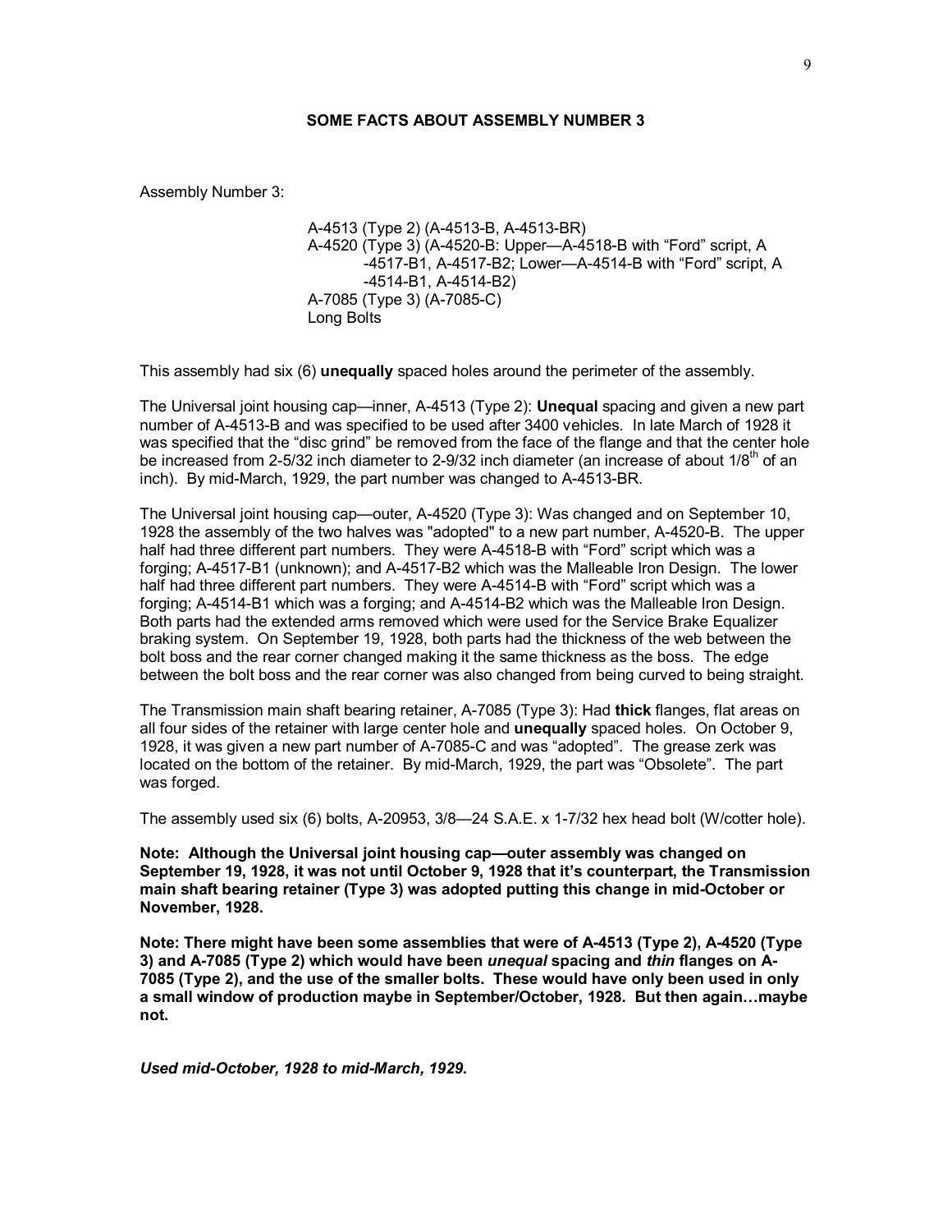## SOME FACTS ABOUT ASSEMBLY NUMBER 3

Assembly Number 3:

> A-4513 (Type 2) (A-4513-B, A-4513-BR)
> A-4520 (Type 3) (A-4520-B: Upper—A-4518-B with “Ford” script, A-4517-B1, A-4517-B2; Lower—A-4514-B with “Ford” script, A-4514-B1, A-4514-B2)
> A-7085 (Type 3) (A-7085-C)
> Long Bolts

This assembly had six (6) **unequally** spaced holes around the perimeter of the assembly.

The Universal joint housing cap—inner, A-4513 (Type 2): **Unequal** spacing and given a new part number of A-4513-B and was specified to be used after 3400 vehicles. In late March of 1928 it was specified that the “disc grind” be removed from the face of the flange and that the center hole be increased from 2-5/32 inch diameter to 2-9/32 inch diameter (an increase of about 1/8th of an inch). By mid-March, 1929, the part number was changed to A-4513-BR.

The Universal joint housing cap—outer, A-4520 (Type 3): Was changed and on September 10, 1928 the assembly of the two halves was "adopted" to a new part number, A-4520-B. The upper half had three different part numbers. They were A-4518-B with “Ford” script which was a forging; A-4517-B1 (unknown); and A-4517-B2 which was the Malleable Iron Design. The lower half had three different part numbers. They were A-4514-B with “Ford” script which was a forging; A-4514-B1 which was a forging; and A-4514-B2 which was the Malleable Iron Design. Both parts had the extended arms removed which were used for the Service Brake Equalizer braking system. On September 19, 1928, both parts had the thickness of the web between the bolt boss and the rear corner changed making it the same thickness as the boss. The edge between the bolt boss and the rear corner was also changed from being curved to being straight.

The Transmission main shaft bearing retainer, A-7085 (Type 3): Had **thick** flanges, flat areas on all four sides of the retainer with large center hole and **unequally** spaced holes. On October 9, 1928, it was given a new part number of A-7085-C and was “adopted”. The grease zerk was located on the bottom of the retainer. By mid-March, 1929, the part was “Obsolete”. The part was forged.

The assembly used six (6) bolts, A-20953, 3/8—24 S.A.E. x 1-7/32 hex head bolt (W/cotter hole).

**Note: Although the Universal joint housing cap—outer assembly was changed on September 19, 1928, it was not until October 9, 1928 that it’s counterpart, the Transmission main shaft bearing retainer (Type 3) was adopted putting this change in mid-October or November, 1928.**

**Note: There might have been some assemblies that were of A-4513 (Type 2), A-4520 (Type 3) and A-7085 (Type 2) which would have been *unequal* spacing and *thin* flanges on A-7085 (Type 2), and the use of the smaller bolts. These would have only been used in only a small window of production maybe in September/October, 1928. But then again…maybe not.**

***Used mid-October, 1928 to mid-March, 1929.***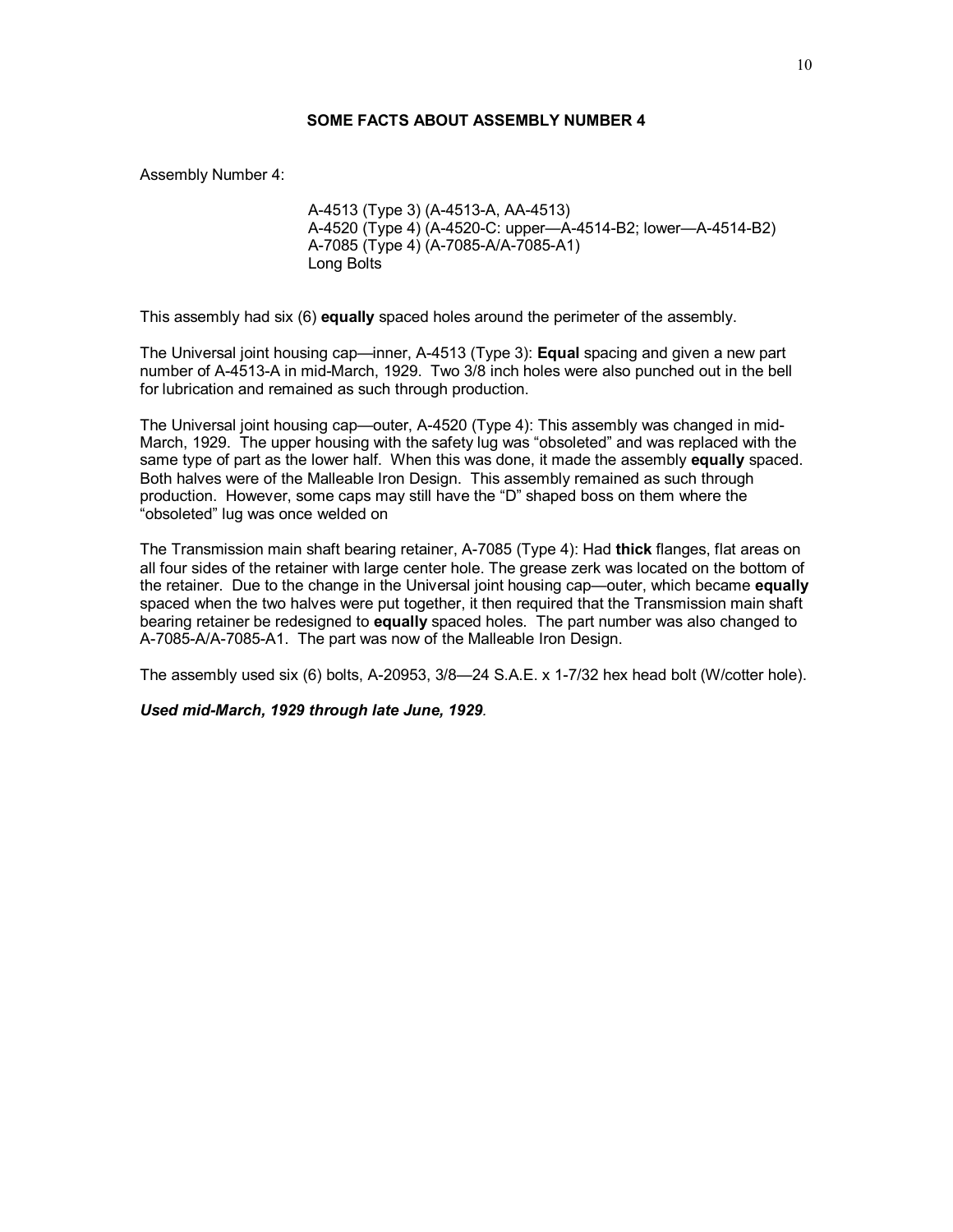## SOME FACTS ABOUT ASSEMBLY NUMBER 4

Assembly Number 4:

> A-4513 (Type 3) (A-4513-A, AA-4513)
> A-4520 (Type 4) (A-4520-C: upper—A-4514-B2; lower—A-4514-B2)
> A-7085 (Type 4) (A-7085-A/A-7085-A1)
> Long Bolts

This assembly had six (6) **equally** spaced holes around the perimeter of the assembly.

The Universal joint housing cap—inner, A-4513 (Type 3): **Equal** spacing and given a new part number of A-4513-A in mid-March, 1929. Two 3/8 inch holes were also punched out in the bell for lubrication and remained as such through production.

The Universal joint housing cap—outer, A-4520 (Type 4): This assembly was changed in mid-March, 1929. The upper housing with the safety lug was "obsoleted" and was replaced with the same type of part as the lower half. When this was done, it made the assembly **equally** spaced. Both halves were of the Malleable Iron Design. This assembly remained as such through production. However, some caps may still have the "D" shaped boss on them where the "obsoleted" lug was once welded on

The Transmission main shaft bearing retainer, A-7085 (Type 4): Had **thick** flanges, flat areas on all four sides of the retainer with large center hole. The grease zerk was located on the bottom of the retainer. Due to the change in the Universal joint housing cap—outer, which became **equally** spaced when the two halves were put together, it then required that the Transmission main shaft bearing retainer be redesigned to **equally** spaced holes. The part number was also changed to A-7085-A/A-7085-A1. The part was now of the Malleable Iron Design.

The assembly used six (6) bolts, A-20953, 3/8—24 S.A.E. x 1-7/32 hex head bolt (W/cotter hole).

***Used mid-March, 1929 through late June, 1929.***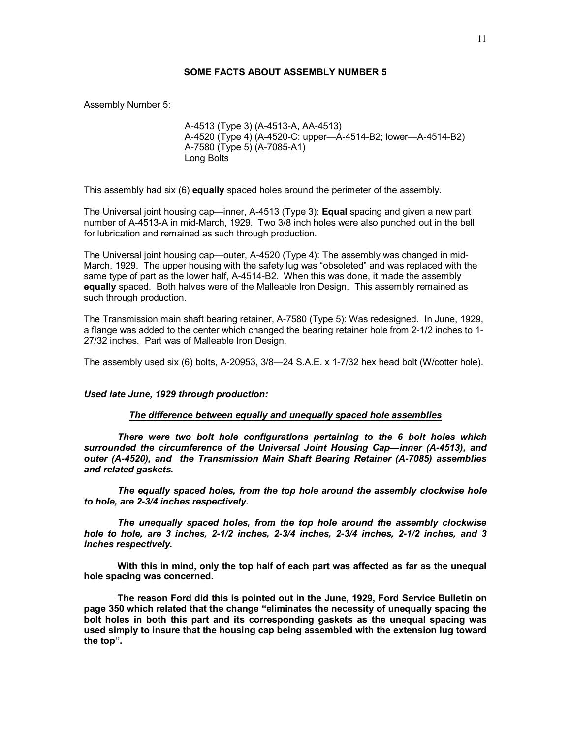## SOME FACTS ABOUT ASSEMBLY NUMBER 5

Assembly Number 5:

> A-4513 (Type 3) (A-4513-A, AA-4513)
> A-4520 (Type 4) (A-4520-C: upper—A-4514-B2; lower—A-4514-B2)
> A-7580 (Type 5) (A-7085-A1)
> Long Bolts

This assembly had six (6) **equally** spaced holes around the perimeter of the assembly.

The Universal joint housing cap—inner, A-4513 (Type 3): **Equal** spacing and given a new part number of A-4513-A in mid-March, 1929. Two 3/8 inch holes were also punched out in the bell for lubrication and remained as such through production.

The Universal joint housing cap—outer, A-4520 (Type 4): The assembly was changed in mid-March, 1929. The upper housing with the safety lug was "obsoleted" and was replaced with the same type of part as the lower half, A-4514-B2. When this was done, it made the assembly **equally** spaced. Both halves were of the Malleable Iron Design. This assembly remained as such through production.

The Transmission main shaft bearing retainer, A-7580 (Type 5): Was redesigned. In June, 1929, a flange was added to the center which changed the bearing retainer hole from 2-1/2 inches to 1-27/32 inches. Part was of Malleable Iron Design.

The assembly used six (6) bolts, A-20953, 3/8—24 S.A.E. x 1-7/32 hex head bolt (W/cotter hole).

***Used late June, 1929 through production:***

***<u>The difference between equally and unequally spaced hole assemblies</u>***

***There were two bolt hole configurations pertaining to the 6 bolt holes which surrounded the circumference of the Universal Joint Housing Cap—inner (A-4513), and outer (A-4520), and the Transmission Main Shaft Bearing Retainer (A-7085) assemblies and related gaskets.***

***The equally spaced holes, from the top hole around the assembly clockwise hole to hole, are 2-3/4 inches respectively.***

***The unequally spaced holes, from the top hole around the assembly clockwise hole to hole, are 3 inches, 2-1/2 inches, 2-3/4 inches, 2-3/4 inches, 2-1/2 inches, and 3 inches respectively.***

**With this in mind, only the top half of each part was affected as far as the unequal hole spacing was concerned.**

**The reason Ford did this is pointed out in the June, 1929, Ford Service Bulletin on page 350 which related that the change "eliminates the necessity of unequally spacing the bolt holes in both this part and its corresponding gaskets as the unequal spacing was used simply to insure that the housing cap being assembled with the extension lug toward the top".**